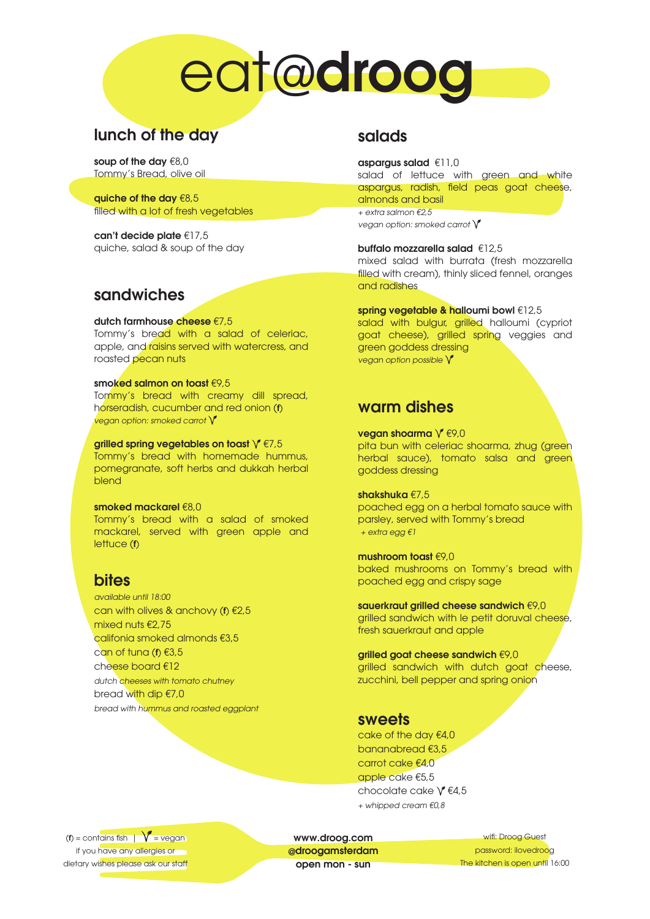# eat@**droog**

## lunch of the day

**soup of the day** €8,0
Tommy's Bread, olive oil

**quiche of the day** €8,5
filled with a lot of fresh vegetables

**can't decide plate** €17,5
quiche, salad & soup of the day

## sandwiches

**dutch farmhouse cheese** €7,5
Tommy's bread with a salad of celeriac, apple, and raisins served with watercress, and roasted pecan nuts

**smoked salmon on toast** €9,5
Tommy's bread with creamy dill spread, horseradish, cucumber and red onion (f)
*vegan option: smoked carrot* V

**grilled spring vegetables on toast** V €7,5
Tommy's bread with homemade hummus, pomegranate, soft herbs and dukkah herbal blend

**smoked mackarel** €8,0
Tommy's bread with a salad of smoked mackarel, served with green apple and lettuce (f)

## bites

*available until 18:00*

can with olives & anchovy (f) €2,5
mixed nuts €2,75
califonia smoked almonds €3,5
can of tuna (f) €3,5
cheese board €12
*dutch cheeses with tomato chutney*
bread with dip €7,0
*bread with hummus and roasted eggplant*

## salads

**aspargus salad** €11,0
salad of lettuce with green and white aspargus, radish, field peas goat cheese, almonds and basil
*+ extra salmon €2,5*
*vegan option: smoked carrot* V

**buffalo mozzarella salad** €12,5
mixed salad with burrata (fresh mozzarella filled with cream), thinly sliced fennel, oranges and radishes

**spring vegetable & halloumi bowl** €12,5
salad with bulgur, grilled halloumi (cypriot goat cheese), grilled spring veggies and green goddess dressing
*vegan option possible* V

## warm dishes

**vegan shoarma** V €9,0
pita bun with celeriac shoarma, zhug (green herbal sauce), tomato salsa and green goddess dressing

**shakshuka** €7,5
poached egg on a herbal tomato sauce with parsley, served with Tommy's bread
*+ extra egg €1*

**mushroom toast** €9,0
baked mushrooms on Tommy's bread with poached egg and crispy sage

**sauerkraut grilled cheese sandwich** €9,0
grilled sandwich with le petit doruval cheese, fresh sauerkraut and apple

**grilled goat cheese sandwich** €9,0
grilled sandwich with dutch goat cheese, zucchini, bell pepper and spring onion

## sweets

cake of the day €4,0
bananabread €3,5
carrot cake €4,0
apple cake €5,5
chocolate cake V €4,5
*+ whipped cream €0,8*

(f) = contains fish | V = vegan
if you have any allergies or dietary wishes please ask our staff

**www.droog.com**
**@droogamsterdam**
**open mon - sun**

wifi: Droog Guest
password: ilovedroog
The kitchen is open until 16:00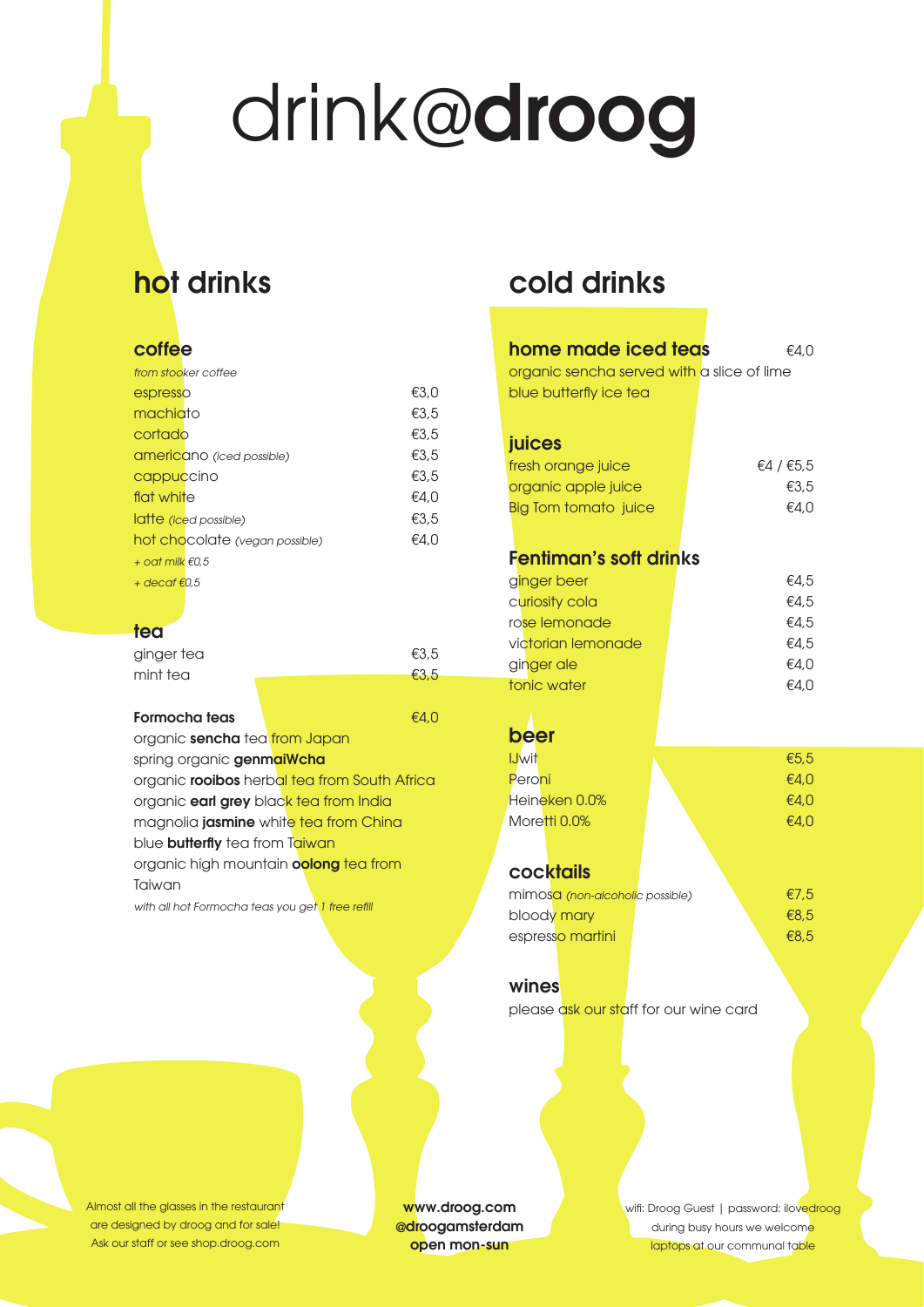# drink@**droog**

## hot drinks

### coffee

*from stooker coffee*

| | |
|---|---|
| espresso | €3,0 |
| machiato | €3,5 |
| cortado | €3,5 |
| americano *(iced possible)* | €3,5 |
| cappuccino | €3,5 |
| flat white | €4,0 |
| latte *(iced possible)* | €3,5 |
| hot chocolate *(vegan possible)* | €4,0 |

*+ oat milk €0,5*
*+ decaf €0,5*

### tea

| | |
|---|---|
| ginger tea | €3,5 |
| mint tea | €3,5 |

**Formocha teas** €4,0

organic **sencha** tea from Japan
spring organic **genmaiWcha**
organic **rooibos** herbal tea from South Africa
organic **earl grey** black tea from India
magnolia **jasmine** white tea from China
blue **butterfly** tea from Taiwan
organic high mountain **oolong** tea from Taiwan

*with all hot Formocha teas you get 1 free refill*

## cold drinks

### home made iced teas €4,0

organic sencha served with a slice of lime
blue butterfly ice tea

### juices

| | |
|---|---|
| fresh orange juice | €4 / €5,5 |
| organic apple juice | €3,5 |
| Big Tom tomato juice | €4,0 |

### Fentiman's soft drinks

| | |
|---|---|
| ginger beer | €4,5 |
| curiosity cola | €4,5 |
| rose lemonade | €4,5 |
| victorian lemonade | €4,5 |
| ginger ale | €4,0 |
| tonic water | €4,0 |

### beer

| | |
|---|---|
| IJwit | €5,5 |
| Peroni | €4,0 |
| Heineken 0.0% | €4,0 |
| Moretti 0.0% | €4,0 |

### cocktails

| | |
|---|---|
| mimosa *(non-alcoholic possible)* | €7,5 |
| bloody mary | €8,5 |
| espresso martini | €8,5 |

### wines

please ask our staff for our wine card

Almost all the glasses in the restaurant are designed by droog and for sale! Ask our staff or see shop.droog.com

**www.droog.com**
**@droogamsterdam**
**open mon-sun**

wifi: Droog Guest | password: ilovedroog
during busy hours we welcome laptops at our communal table